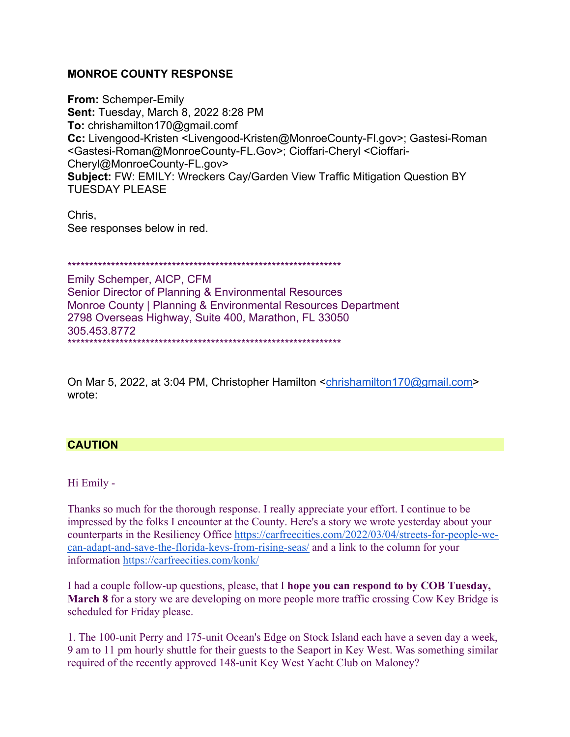**MONROE COUNTY RESPONSE**

**From:** Schemper-Emily
**Sent:** Tuesday, March 8, 2022 8:28 PM
**To:** chrishamilton170@gmail.comf
**Cc:** Livengood-Kristen <Livengood-Kristen@MonroeCounty-Fl.gov>; Gastesi-Roman <Gastesi-Roman@MonroeCounty-FL.Gov>; Cioffari-Cheryl <Cioffari-Cheryl@MonroeCounty-FL.gov>
**Subject:** FW: EMILY: Wreckers Cay/Garden View Traffic Mitigation Question BY TUESDAY PLEASE

Chris,
See responses below in red.

****************************************************************
Emily Schemper, AICP, CFM
Senior Director of Planning & Environmental Resources
Monroe County | Planning & Environmental Resources Department
2798 Overseas Highway, Suite 400, Marathon, FL 33050
305.453.8772
****************************************************************

On Mar 5, 2022, at 3:04 PM, Christopher Hamilton <chrishamilton170@gmail.com> wrote:

**CAUTION**

Hi Emily -

Thanks so much for the thorough response. I really appreciate your effort. I continue to be impressed by the folks I encounter at the County. Here's a story we wrote yesterday about your counterparts in the Resiliency Office https://carfreecities.com/2022/03/04/streets-for-people-we-can-adapt-and-save-the-florida-keys-from-rising-seas/ and a link to the column for your information https://carfreecities.com/konk/

I had a couple follow-up questions, please, that I **hope you can respond to by COB Tuesday, March 8** for a story we are developing on more people more traffic crossing Cow Key Bridge is scheduled for Friday please.

1. The 100-unit Perry and 175-unit Ocean's Edge on Stock Island each have a seven day a week, 9 am to 11 pm hourly shuttle for their guests to the Seaport in Key West. Was something similar required of the recently approved 148-unit Key West Yacht Club on Maloney?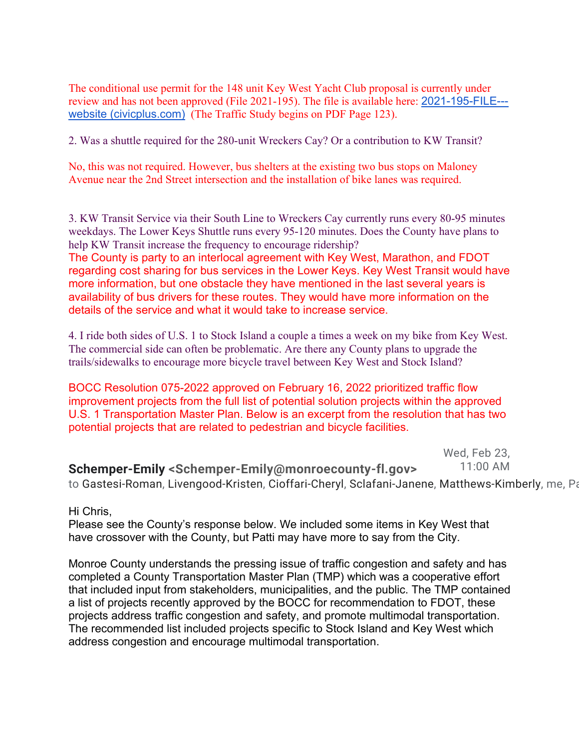The conditional use permit for the 148 unit Key West Yacht Club proposal is currently under review and has not been approved (File 2021-195). The file is available here: [2021-195-FILE---website (civicplus.com)](2021-195-FILE---website (civicplus.com)) (The Traffic Study begins on PDF Page 123).

2. Was a shuttle required for the 280-unit Wreckers Cay? Or a contribution to KW Transit?

No, this was not required. However, bus shelters at the existing two bus stops on Maloney Avenue near the 2nd Street intersection and the installation of bike lanes was required.

3. KW Transit Service via their South Line to Wreckers Cay currently runs every 80-95 minutes weekdays. The Lower Keys Shuttle runs every 95-120 minutes. Does the County have plans to help KW Transit increase the frequency to encourage ridership?

The County is party to an interlocal agreement with Key West, Marathon, and FDOT regarding cost sharing for bus services in the Lower Keys. Key West Transit would have more information, but one obstacle they have mentioned in the last several years is availability of bus drivers for these routes. They would have more information on the details of the service and what it would take to increase service.

4. I ride both sides of U.S. 1 to Stock Island a couple a times a week on my bike from Key West. The commercial side can often be problematic. Are there any County plans to upgrade the trails/sidewalks to encourage more bicycle travel between Key West and Stock Island?

BOCC Resolution 075-2022 approved on February 16, 2022 prioritized traffic flow improvement projects from the full list of potential solution projects within the approved U.S. 1 Transportation Master Plan. Below is an excerpt from the resolution that has two potential projects that are related to pedestrian and bicycle facilities.

**Schemper-Emily** <Schemper-Emily@monroecounty-fl.gov> Wed, Feb 23, 11:00 AM
to Gastesi-Roman, Livengood-Kristen, Cioffari-Cheryl, Sclafani-Janene, Matthews-Kimberly, me, Pa

Hi Chris,
Please see the County's response below. We included some items in Key West that have crossover with the County, but Patti may have more to say from the City.

Monroe County understands the pressing issue of traffic congestion and safety and has completed a County Transportation Master Plan (TMP) which was a cooperative effort that included input from stakeholders, municipalities, and the public. The TMP contained a list of projects recently approved by the BOCC for recommendation to FDOT, these projects address traffic congestion and safety, and promote multimodal transportation. The recommended list included projects specific to Stock Island and Key West which address congestion and encourage multimodal transportation.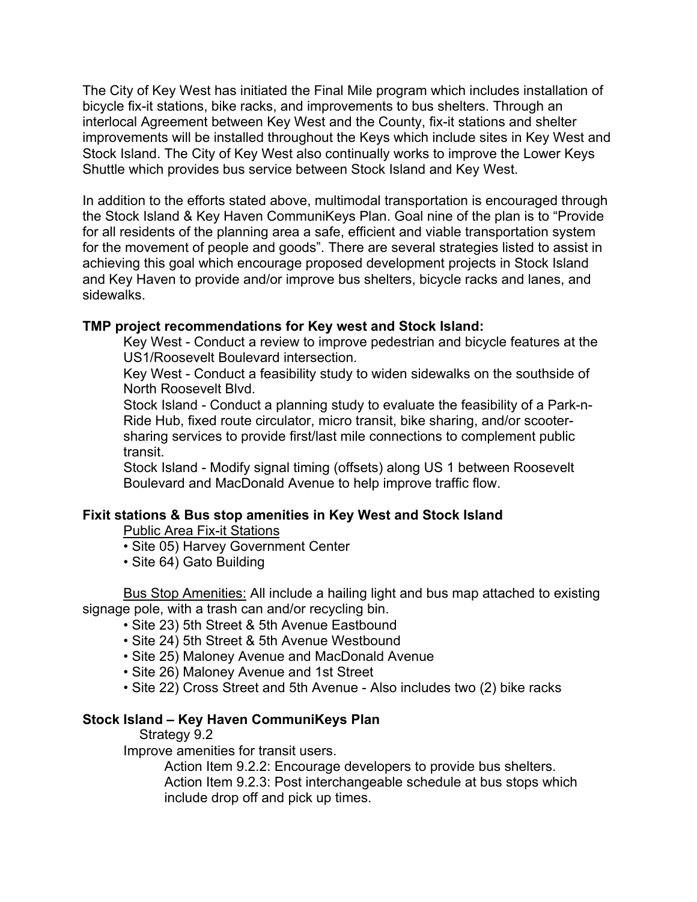The City of Key West has initiated the Final Mile program which includes installation of bicycle fix-it stations, bike racks, and improvements to bus shelters. Through an interlocal Agreement between Key West and the County, fix-it stations and shelter improvements will be installed throughout the Keys which include sites in Key West and Stock Island. The City of Key West also continually works to improve the Lower Keys Shuttle which provides bus service between Stock Island and Key West.

In addition to the efforts stated above, multimodal transportation is encouraged through the Stock Island & Key Haven CommuniKeys Plan. Goal nine of the plan is to "Provide for all residents of the planning area a safe, efficient and viable transportation system for the movement of people and goods". There are several strategies listed to assist in achieving this goal which encourage proposed development projects in Stock Island and Key Haven to provide and/or improve bus shelters, bicycle racks and lanes, and sidewalks.

**TMP project recommendations for Key west and Stock Island:**

Key West - Conduct a review to improve pedestrian and bicycle features at the US1/Roosevelt Boulevard intersection.

Key West - Conduct a feasibility study to widen sidewalks on the southside of North Roosevelt Blvd.

Stock Island - Conduct a planning study to evaluate the feasibility of a Park-n-Ride Hub, fixed route circulator, micro transit, bike sharing, and/or scooter-sharing services to provide first/last mile connections to complement public transit.

Stock Island - Modify signal timing (offsets) along US 1 between Roosevelt Boulevard and MacDonald Avenue to help improve traffic flow.

**Fixit stations & Bus stop amenities in Key West and Stock Island**

<u>Public Area Fix-it Stations</u>

- Site 05) Harvey Government Center
- Site 64) Gato Building

<u>Bus Stop Amenities:</u> All include a hailing light and bus map attached to existing signage pole, with a trash can and/or recycling bin.

- Site 23) 5th Street & 5th Avenue Eastbound
- Site 24) 5th Street & 5th Avenue Westbound
- Site 25) Maloney Avenue and MacDonald Avenue
- Site 26) Maloney Avenue and 1st Street
- Site 22) Cross Street and 5th Avenue - Also includes two (2) bike racks

**Stock Island – Key Haven CommuniKeys Plan**

Strategy 9.2

Improve amenities for transit users.

Action Item 9.2.2: Encourage developers to provide bus shelters.

Action Item 9.2.3: Post interchangeable schedule at bus stops which include drop off and pick up times.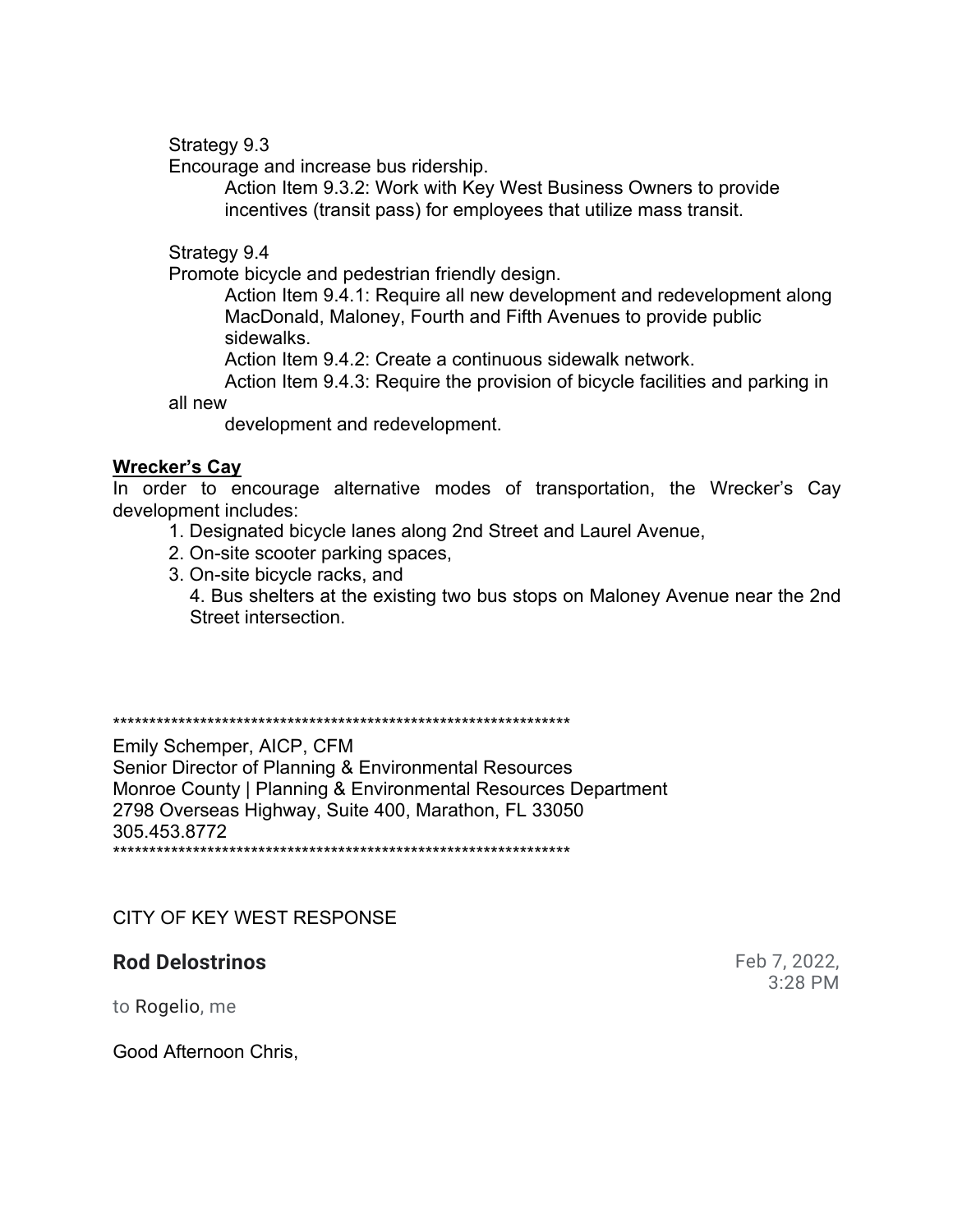Strategy 9.3

Encourage and increase bus ridership.

Action Item 9.3.2: Work with Key West Business Owners to provide incentives (transit pass) for employees that utilize mass transit.

Strategy 9.4

Promote bicycle and pedestrian friendly design.

Action Item 9.4.1: Require all new development and redevelopment along MacDonald, Maloney, Fourth and Fifth Avenues to provide public sidewalks.

Action Item 9.4.2: Create a continuous sidewalk network.

Action Item 9.4.3: Require the provision of bicycle facilities and parking in all new development and redevelopment.

**Wrecker's Cay**

In order to encourage alternative modes of transportation, the Wrecker's Cay development includes:

1. Designated bicycle lanes along 2nd Street and Laurel Avenue,
2. On-site scooter parking spaces,
3. On-site bicycle racks, and
4. Bus shelters at the existing two bus stops on Maloney Avenue near the 2nd Street intersection.

*****************************************************************

Emily Schemper, AICP, CFM
Senior Director of Planning & Environmental Resources
Monroe County | Planning & Environmental Resources Department
2798 Overseas Highway, Suite 400, Marathon, FL 33050
305.453.8772

*****************************************************************

CITY OF KEY WEST RESPONSE

**Rod Delostrinos** Feb 7, 2022, 3:28 PM

to Rogelio, me

Good Afternoon Chris,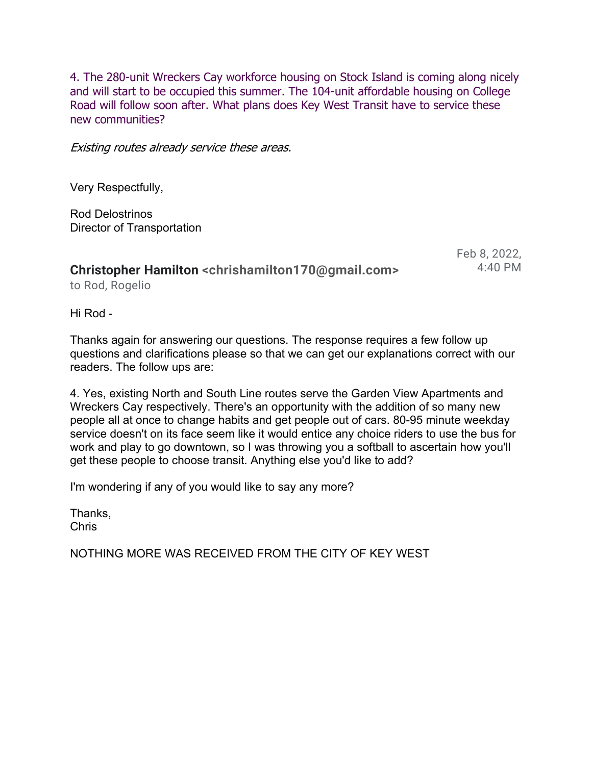4. The 280-unit Wreckers Cay workforce housing on Stock Island is coming along nicely and will start to be occupied this summer. The 104-unit affordable housing on College Road will follow soon after. What plans does Key West Transit have to service these new communities?

*Existing routes already service these areas.*

Very Respectfully,

Rod Delostrinos
Director of Transportation

**Christopher Hamilton <chrishamilton170@gmail.com>**
to Rod, Rogelio

Feb 8, 2022, 4:40 PM

Hi Rod -

Thanks again for answering our questions. The response requires a few follow up questions and clarifications please so that we can get our explanations correct with our readers. The follow ups are:

4. Yes, existing North and South Line routes serve the Garden View Apartments and Wreckers Cay respectively. There's an opportunity with the addition of so many new people all at once to change habits and get people out of cars. 80-95 minute weekday service doesn't on its face seem like it would entice any choice riders to use the bus for work and play to go downtown, so I was throwing you a softball to ascertain how you'll get these people to choose transit. Anything else you'd like to add?

I'm wondering if any of you would like to say any more?

Thanks,
Chris

NOTHING MORE WAS RECEIVED FROM THE CITY OF KEY WEST